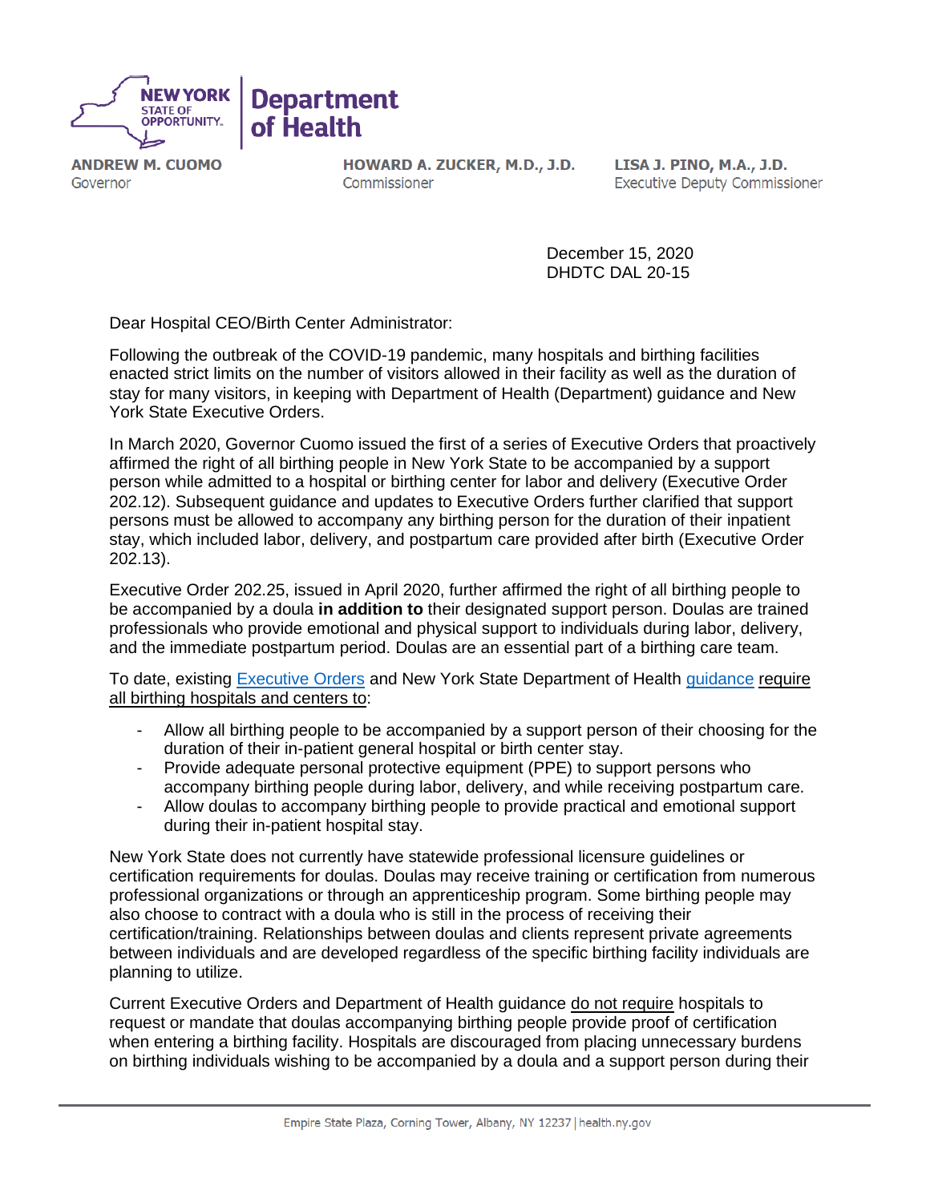NEW YORK STATE OF OPPORTUNITY. | Department of Health

**ANDREW M. CUOMO**
Governor

**HOWARD A. ZUCKER, M.D., J.D.**
Commissioner

**LISA J. PINO, M.A., J.D.**
Executive Deputy Commissioner

December 15, 2020
DHDTC DAL 20-15

Dear Hospital CEO/Birth Center Administrator:

Following the outbreak of the COVID-19 pandemic, many hospitals and birthing facilities enacted strict limits on the number of visitors allowed in their facility as well as the duration of stay for many visitors, in keeping with Department of Health (Department) guidance and New York State Executive Orders.

In March 2020, Governor Cuomo issued the first of a series of Executive Orders that proactively affirmed the right of all birthing people in New York State to be accompanied by a support person while admitted to a hospital or birthing center for labor and delivery (Executive Order 202.12). Subsequent guidance and updates to Executive Orders further clarified that support persons must be allowed to accompany any birthing person for the duration of their inpatient stay, which included labor, delivery, and postpartum care provided after birth (Executive Order 202.13).

Executive Order 202.25, issued in April 2020, further affirmed the right of all birthing people to be accompanied by a doula **in addition to** their designated support person. Doulas are trained professionals who provide emotional and physical support to individuals during labor, delivery, and the immediate postpartum period. Doulas are an essential part of a birthing care team.

To date, existing Executive Orders and New York State Department of Health guidance require all birthing hospitals and centers to:

- Allow all birthing people to be accompanied by a support person of their choosing for the duration of their in-patient general hospital or birth center stay.
- Provide adequate personal protective equipment (PPE) to support persons who accompany birthing people during labor, delivery, and while receiving postpartum care.
- Allow doulas to accompany birthing people to provide practical and emotional support during their in-patient hospital stay.

New York State does not currently have statewide professional licensure guidelines or certification requirements for doulas. Doulas may receive training or certification from numerous professional organizations or through an apprenticeship program. Some birthing people may also choose to contract with a doula who is still in the process of receiving their certification/training. Relationships between doulas and clients represent private agreements between individuals and are developed regardless of the specific birthing facility individuals are planning to utilize.

Current Executive Orders and Department of Health guidance do not require hospitals to request or mandate that doulas accompanying birthing people provide proof of certification when entering a birthing facility. Hospitals are discouraged from placing unnecessary burdens on birthing individuals wishing to be accompanied by a doula and a support person during their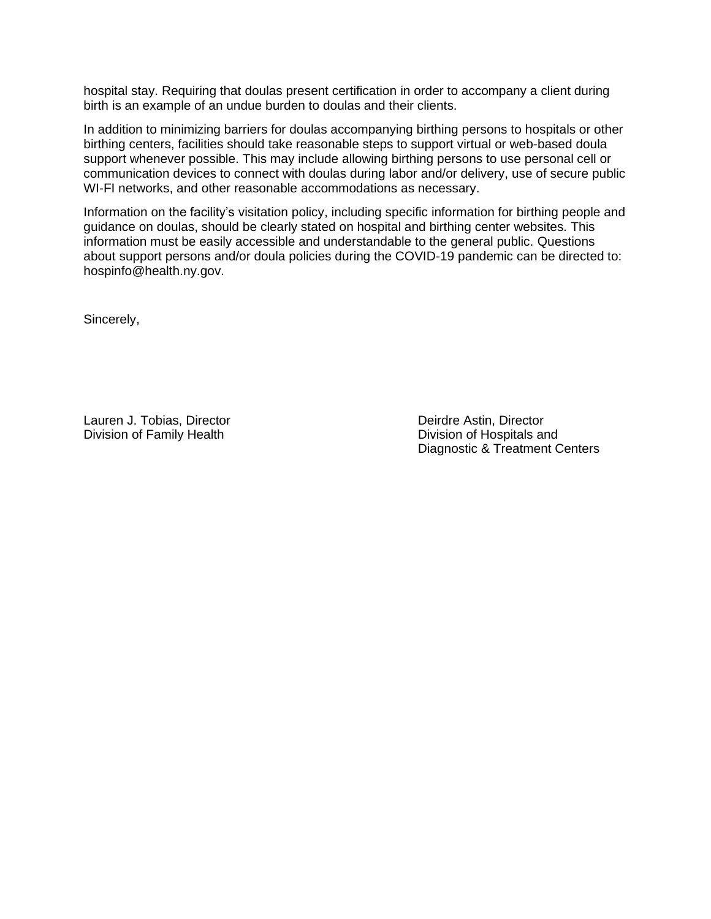hospital stay. Requiring that doulas present certification in order to accompany a client during birth is an example of an undue burden to doulas and their clients.

In addition to minimizing barriers for doulas accompanying birthing persons to hospitals or other birthing centers, facilities should take reasonable steps to support virtual or web-based doula support whenever possible. This may include allowing birthing persons to use personal cell or communication devices to connect with doulas during labor and/or delivery, use of secure public WI-FI networks, and other reasonable accommodations as necessary.

Information on the facility's visitation policy, including specific information for birthing people and guidance on doulas, should be clearly stated on hospital and birthing center websites. This information must be easily accessible and understandable to the general public. Questions about support persons and/or doula policies during the COVID-19 pandemic can be directed to: hospinfo@health.ny.gov.

Sincerely,

Lauren J. Tobias, Director
Division of Family Health

Deirdre Astin, Director
Division of Hospitals and
Diagnostic & Treatment Centers